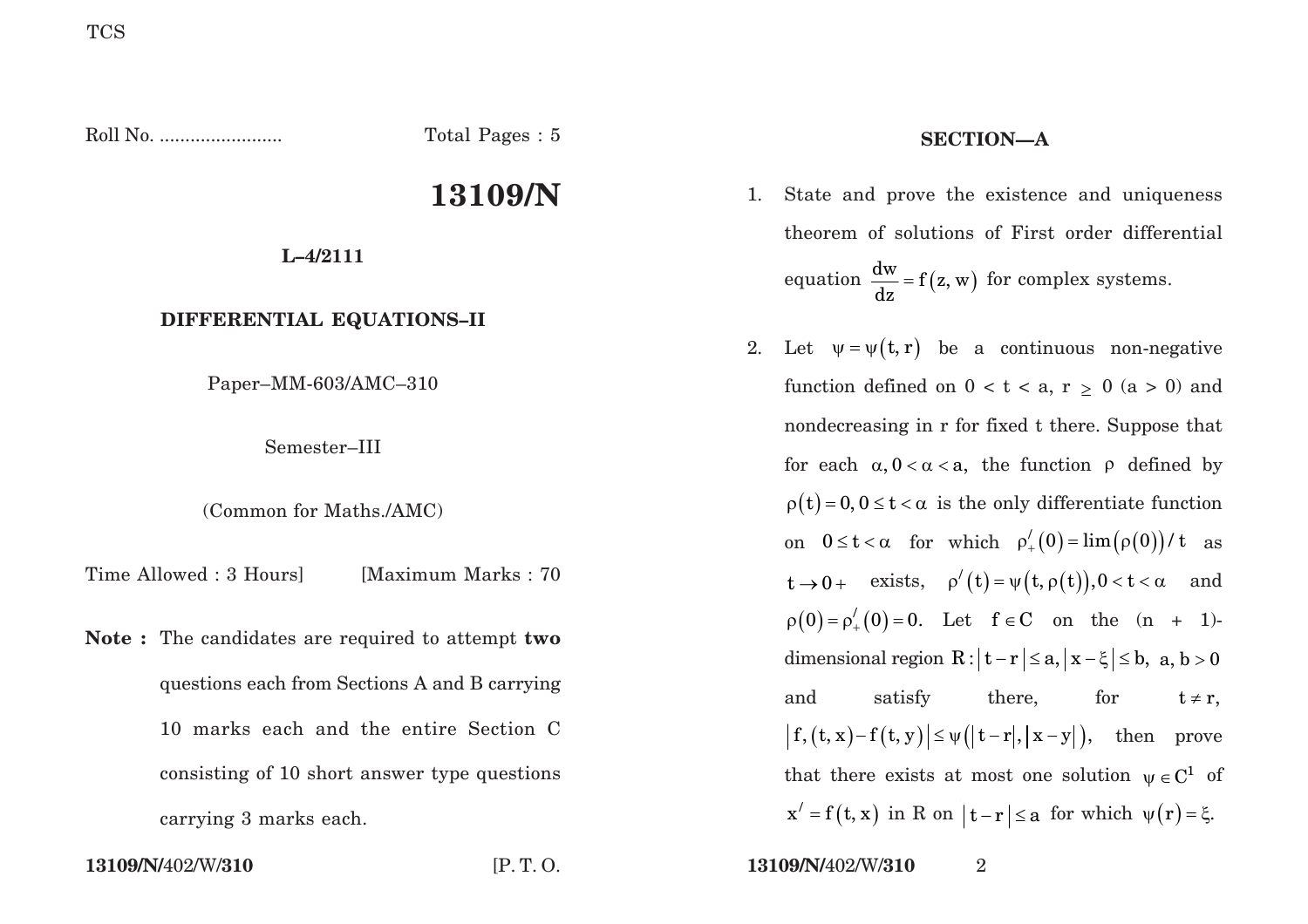TCS

Roll No. ........................ Total Pages : 5

# 13109/N

**L–4/2111**

**DIFFERENTIAL EQUATIONS–II**

Paper–MM-603/AMC–310

Semester–III

(Common for Maths./AMC)

Time Allowed : 3 Hours] [Maximum Marks : 70

**Note :** The candidates are required to attempt **two** questions each from Sections A and B carrying 10 marks each and the entire Section C consisting of 10 short answer type questions carrying 3 marks each.

## SECTION—A

1. State and prove the existence and uniqueness theorem of solutions of First order differential equation $\frac{dw}{dz} = f(z, w)$ for complex systems.

2. Let $\psi = \psi(t, r)$ be a continuous non-negative function defined on $0 < t < a$, $r \geq 0$ $(a > 0)$ and nondecreasing in r for fixed t there. Suppose that for each $\alpha, 0 < \alpha < a$, the function $\rho$ defined by $\rho(t) = 0, 0 \leq t < \alpha$ is the only differentiate function on $0 \leq t < \alpha$ for which $\rho'_{+}(0) = \lim(\rho(0))/t$ as $t \to 0+$ exists, $\rho'(t) = \psi(t, \rho(t)), 0 < t < \alpha$ and $\rho(0) = \rho'_{+}(0) = 0$. Let $f \in C$ on the (n + 1)-dimensional region $R: |t - r| \leq a, |x - \xi| \leq b,\ a, b > 0$ and satisfy there, for $t \neq r$, $|f, (t, x) - f(t, y)| \leq \psi(|t - r|, |x - y|)$, then prove that there exists at most one solution $\psi \in C^1$ of $x' = f(t, x)$ in R on $|t - r| \leq a$ for which $\psi(r) = \xi$.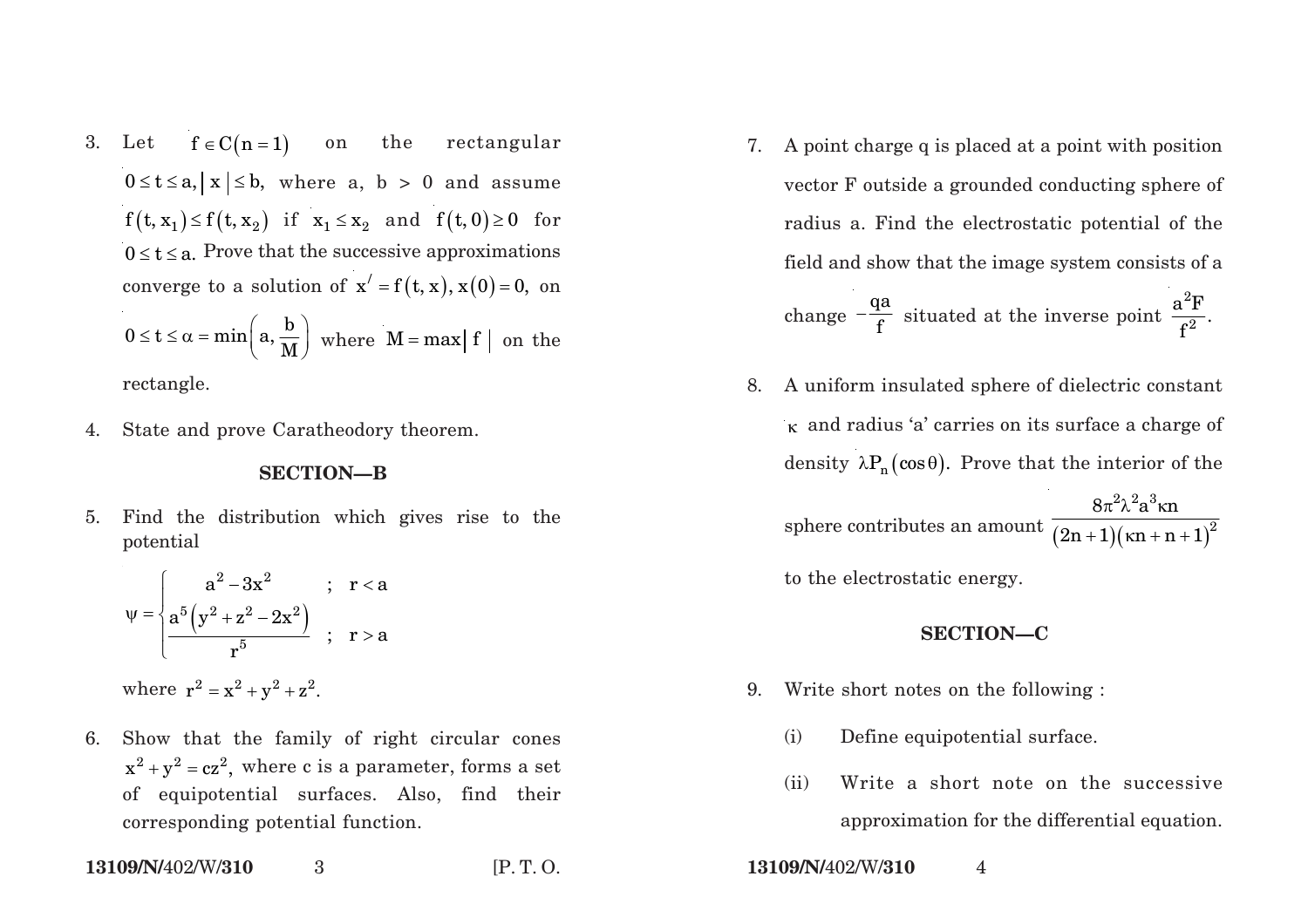3. Let $f \in C(n=1)$ on the rectangular $0 \le t \le a, |x| \le b$, where a, b > 0 and assume $f(t, x_1) \le f(t, x_2)$ if $x_1 \le x_2$ and $f(t, 0) \ge 0$ for $0 \le t \le a$. Prove that the successive approximations converge to a solution of $x' = f(t, x), x(0) = 0$, on $0 \le t \le \alpha = \min\left(a, \frac{b}{M}\right)$ where $M = \max|f|$ on the rectangle.

4. State and prove Caratheodory theorem.

## SECTION—B

5. Find the distribution which gives rise to the potential

$$\psi = \begin{cases} a^2 - 3x^2 & ; \; r < a \\ \dfrac{a^5\left(y^2 + z^2 - 2x^2\right)}{r^5} & ; \; r > a \end{cases}$$

where $r^2 = x^2 + y^2 + z^2$.

6. Show that the family of right circular cones $x^2 + y^2 = cz^2$, where c is a parameter, forms a set of equipotential surfaces. Also, find their corresponding potential function.

7. A point charge q is placed at a point with position vector F outside a grounded conducting sphere of radius a. Find the electrostatic potential of the field and show that the image system consists of a change $-\frac{qa}{f}$ situated at the inverse point $\frac{a^2F}{f^2}$.

8. A uniform insulated sphere of dielectric constant $\kappa$ and radius 'a' carries on its surface a charge of density $\lambda P_n(\cos\theta)$. Prove that the interior of the sphere contributes an amount $\frac{8\pi^2\lambda^2 a^3 \kappa n}{(2n+1)(\kappa n + n + 1)^2}$ to the electrostatic energy.

## SECTION—C

9. Write short notes on the following :

   (i) Define equipotential surface.

   (ii) Write a short note on the successive approximation for the differential equation.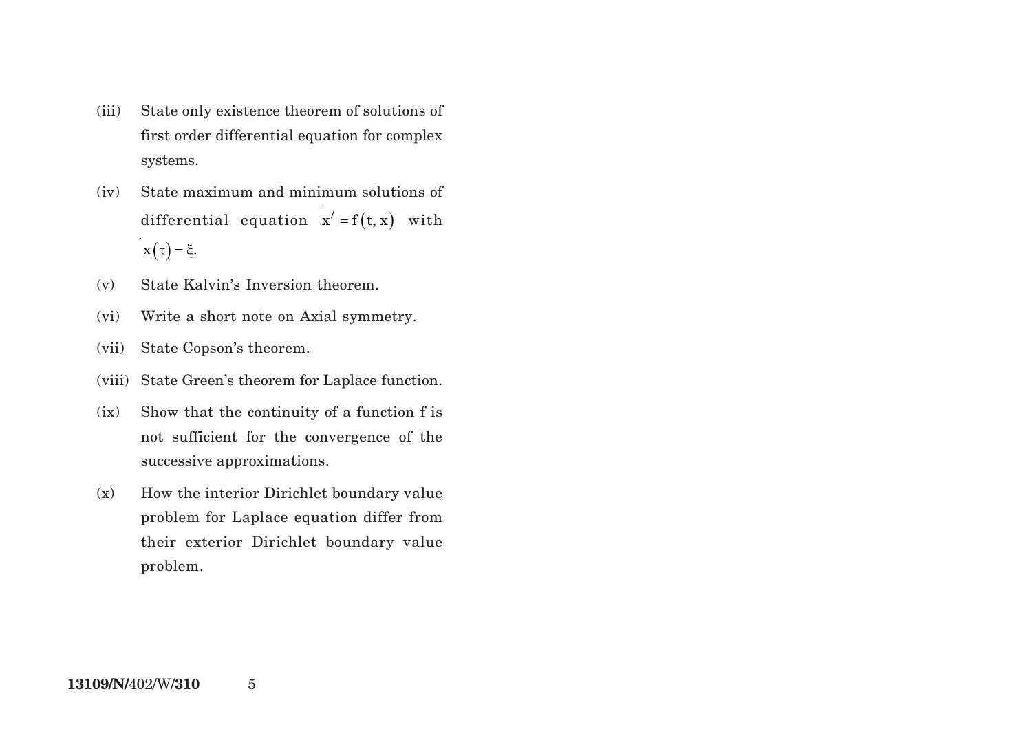(iii) State only existence theorem of solutions of first order differential equation for complex systems.

(iv) State maximum and minimum solutions of differential equation $x' = f(t, x)$ with $x(\tau) = \xi$.

(v) State Kalvin's Inversion theorem.

(vi) Write a short note on Axial symmetry.

(vii) State Copson's theorem.

(viii) State Green's theorem for Laplace function.

(ix) Show that the continuity of a function f is not sufficient for the convergence of the successive approximations.

(x) How the interior Dirichlet boundary value problem for Laplace equation differ from their exterior Dirichlet boundary value problem.